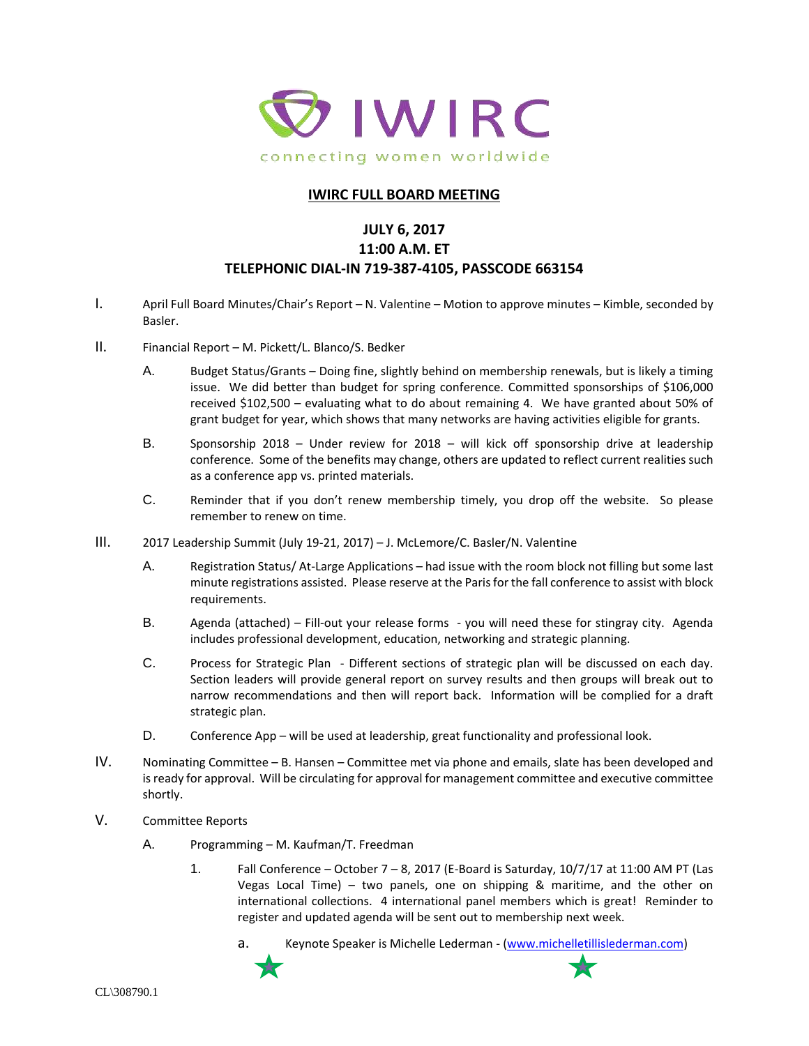IWIRC

connecting women worldwide

# IWIRC FULL BOARD MEETING

## JULY 6, 2017
## 11:00 A.M. ET
## TELEPHONIC DIAL-IN 719-387-4105, PASSCODE 663154

I. April Full Board Minutes/Chair's Report – N. Valentine – Motion to approve minutes – Kimble, seconded by Basler.

II. Financial Report – M. Pickett/L. Blanco/S. Bedker

   A. Budget Status/Grants – Doing fine, slightly behind on membership renewals, but is likely a timing issue. We did better than budget for spring conference. Committed sponsorships of $106,000 received $102,500 – evaluating what to do about remaining 4. We have granted about 50% of grant budget for year, which shows that many networks are having activities eligible for grants.

   B. Sponsorship 2018 – Under review for 2018 – will kick off sponsorship drive at leadership conference. Some of the benefits may change, others are updated to reflect current realities such as a conference app vs. printed materials.

   C. Reminder that if you don't renew membership timely, you drop off the website. So please remember to renew on time.

III. 2017 Leadership Summit (July 19-21, 2017) – J. McLemore/C. Basler/N. Valentine

   A. Registration Status/ At-Large Applications – had issue with the room block not filling but some last minute registrations assisted. Please reserve at the Paris for the fall conference to assist with block requirements.

   B. Agenda (attached) – Fill-out your release forms - you will need these for stingray city. Agenda includes professional development, education, networking and strategic planning.

   C. Process for Strategic Plan - Different sections of strategic plan will be discussed on each day. Section leaders will provide general report on survey results and then groups will break out to narrow recommendations and then will report back. Information will be complied for a draft strategic plan.

   D. Conference App – will be used at leadership, great functionality and professional look.

IV. Nominating Committee – B. Hansen – Committee met via phone and emails, slate has been developed and is ready for approval. Will be circulating for approval for management committee and executive committee shortly.

V. Committee Reports

   A. Programming – M. Kaufman/T. Freedman

      1. Fall Conference – October 7 – 8, 2017 (E-Board is Saturday, 10/7/17 at 11:00 AM PT (Las Vegas Local Time) – two panels, one on shipping & maritime, and the other on international collections. 4 international panel members which is great! Reminder to register and updated agenda will be sent out to membership next week.

         a. Keynote Speaker is Michelle Lederman - ([www.michelletillislederman.com](www.michelletillislederman.com))

CL\308790.1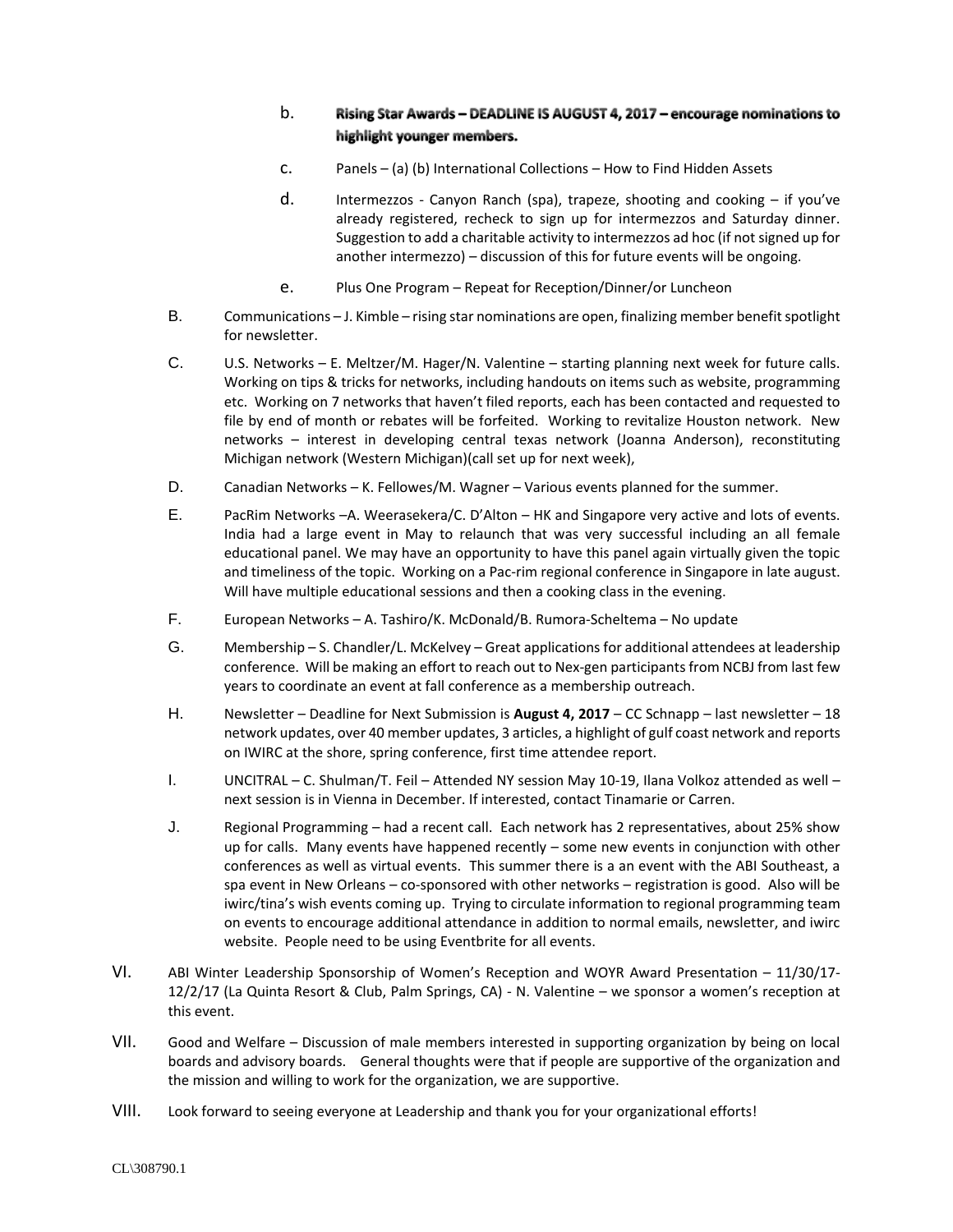b. **Rising Star Awards – DEADLINE IS AUGUST 4, 2017 – encourage nominations to highlight younger members.**

c. Panels – (a) (b) International Collections – How to Find Hidden Assets

d. Intermezzos - Canyon Ranch (spa), trapeze, shooting and cooking – if you've already registered, recheck to sign up for intermezzos and Saturday dinner. Suggestion to add a charitable activity to intermezzos ad hoc (if not signed up for another intermezzo) – discussion of this for future events will be ongoing.

e. Plus One Program – Repeat for Reception/Dinner/or Luncheon

B. Communications – J. Kimble – rising star nominations are open, finalizing member benefit spotlight for newsletter.

C. U.S. Networks – E. Meltzer/M. Hager/N. Valentine – starting planning next week for future calls. Working on tips & tricks for networks, including handouts on items such as website, programming etc. Working on 7 networks that haven't filed reports, each has been contacted and requested to file by end of month or rebates will be forfeited. Working to revitalize Houston network. New networks – interest in developing central texas network (Joanna Anderson), reconstituting Michigan network (Western Michigan)(call set up for next week),

D. Canadian Networks – K. Fellowes/M. Wagner – Various events planned for the summer.

E. PacRim Networks –A. Weerasekera/C. D'Alton – HK and Singapore very active and lots of events. India had a large event in May to relaunch that was very successful including an all female educational panel. We may have an opportunity to have this panel again virtually given the topic and timeliness of the topic. Working on a Pac-rim regional conference in Singapore in late august. Will have multiple educational sessions and then a cooking class in the evening.

F. European Networks – A. Tashiro/K. McDonald/B. Rumora-Scheltema – No update

G. Membership – S. Chandler/L. McKelvey – Great applications for additional attendees at leadership conference. Will be making an effort to reach out to Nex-gen participants from NCBJ from last few years to coordinate an event at fall conference as a membership outreach.

H. Newsletter – Deadline for Next Submission is **August 4, 2017** – CC Schnapp – last newsletter – 18 network updates, over 40 member updates, 3 articles, a highlight of gulf coast network and reports on IWIRC at the shore, spring conference, first time attendee report.

I. UNCITRAL – C. Shulman/T. Feil – Attended NY session May 10-19, Ilana Volkoz attended as well – next session is in Vienna in December. If interested, contact Tinamarie or Carren.

J. Regional Programming – had a recent call. Each network has 2 representatives, about 25% show up for calls. Many events have happened recently – some new events in conjunction with other conferences as well as virtual events. This summer there is a an event with the ABI Southeast, a spa event in New Orleans – co-sponsored with other networks – registration is good. Also will be iwirc/tina's wish events coming up. Trying to circulate information to regional programming team on events to encourage additional attendance in addition to normal emails, newsletter, and iwirc website. People need to be using Eventbrite for all events.

VI. ABI Winter Leadership Sponsorship of Women's Reception and WOYR Award Presentation – 11/30/17-12/2/17 (La Quinta Resort & Club, Palm Springs, CA) - N. Valentine – we sponsor a women's reception at this event.

VII. Good and Welfare – Discussion of male members interested in supporting organization by being on local boards and advisory boards. General thoughts were that if people are supportive of the organization and the mission and willing to work for the organization, we are supportive.

VIII. Look forward to seeing everyone at Leadership and thank you for your organizational efforts!

CL\308790.1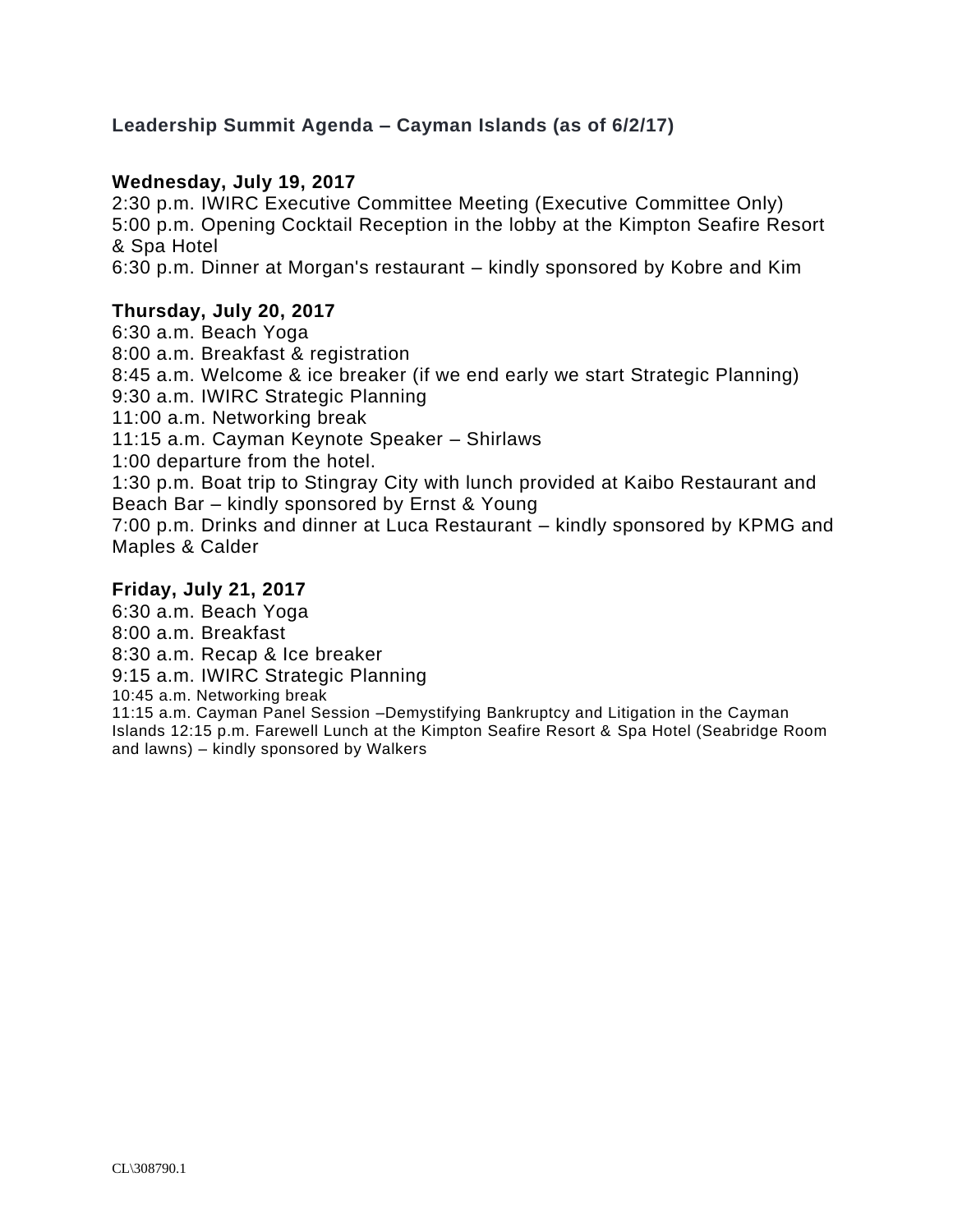**Leadership Summit Agenda – Cayman Islands (as of 6/2/17)**

**Wednesday, July 19, 2017**
2:30 p.m. IWIRC Executive Committee Meeting (Executive Committee Only)
5:00 p.m. Opening Cocktail Reception in the lobby at the Kimpton Seafire Resort & Spa Hotel
6:30 p.m. Dinner at Morgan's restaurant – kindly sponsored by Kobre and Kim

**Thursday, July 20, 2017**
6:30 a.m. Beach Yoga
8:00 a.m. Breakfast & registration
8:45 a.m. Welcome & ice breaker (if we end early we start Strategic Planning)
9:30 a.m. IWIRC Strategic Planning
11:00 a.m. Networking break
11:15 a.m. Cayman Keynote Speaker – Shirlaws
1:00 departure from the hotel.
1:30 p.m. Boat trip to Stingray City with lunch provided at Kaibo Restaurant and Beach Bar – kindly sponsored by Ernst & Young
7:00 p.m. Drinks and dinner at Luca Restaurant – kindly sponsored by KPMG and Maples & Calder

**Friday, July 21, 2017**
6:30 a.m. Beach Yoga
8:00 a.m. Breakfast
8:30 a.m. Recap & Ice breaker
9:15 a.m. IWIRC Strategic Planning
10:45 a.m. Networking break
11:15 a.m. Cayman Panel Session –Demystifying Bankruptcy and Litigation in the Cayman Islands 12:15 p.m. Farewell Lunch at the Kimpton Seafire Resort & Spa Hotel (Seabridge Room and lawns) – kindly sponsored by Walkers

CL\308790.1